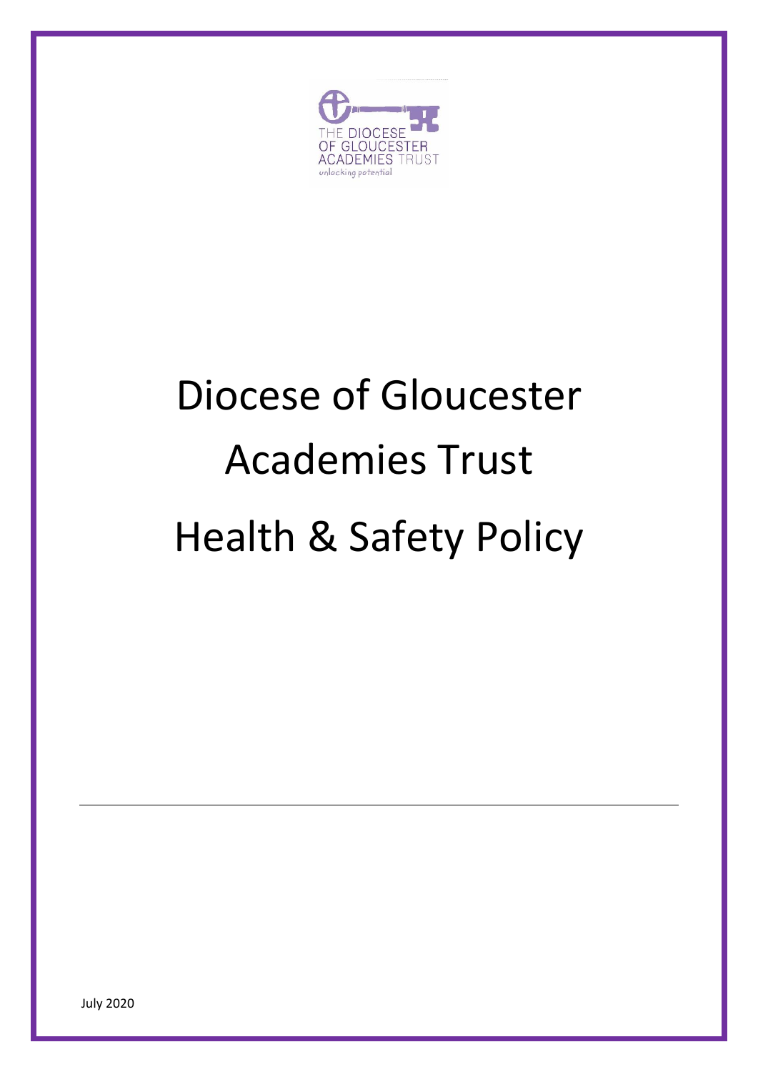THE DIOCESE OF GLOUCESTER ACADEMIES TRUST
unlocking potential

# Diocese of Gloucester Academies Trust Health & Safety Policy

July 2020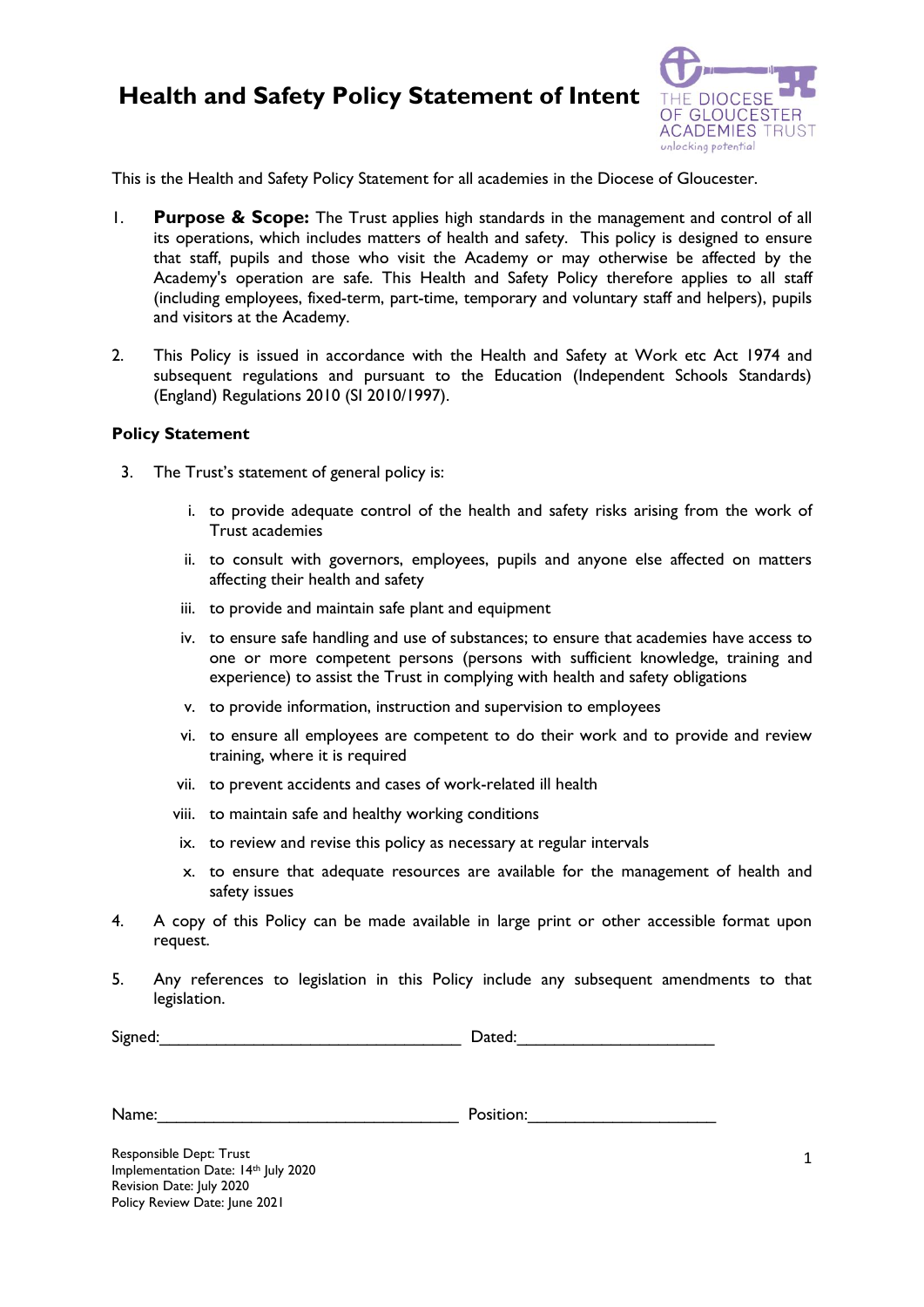# Health and Safety Policy Statement of Intent

This is the Health and Safety Policy Statement for all academies in the Diocese of Gloucester.

1. **Purpose & Scope:** The Trust applies high standards in the management and control of all its operations, which includes matters of health and safety. This policy is designed to ensure that staff, pupils and those who visit the Academy or may otherwise be affected by the Academy's operation are safe. This Health and Safety Policy therefore applies to all staff (including employees, fixed-term, part-time, temporary and voluntary staff and helpers), pupils and visitors at the Academy.

2. This Policy is issued in accordance with the Health and Safety at Work etc Act 1974 and subsequent regulations and pursuant to the Education (Independent Schools Standards) (England) Regulations 2010 (SI 2010/1997).

**Policy Statement**

3. The Trust's statement of general policy is:

   i. to provide adequate control of the health and safety risks arising from the work of Trust academies

   ii. to consult with governors, employees, pupils and anyone else affected on matters affecting their health and safety

   iii. to provide and maintain safe plant and equipment

   iv. to ensure safe handling and use of substances; to ensure that academies have access to one or more competent persons (persons with sufficient knowledge, training and experience) to assist the Trust in complying with health and safety obligations

   v. to provide information, instruction and supervision to employees

   vi. to ensure all employees are competent to do their work and to provide and review training, where it is required

   vii. to prevent accidents and cases of work-related ill health

   viii. to maintain safe and healthy working conditions

   ix. to review and revise this policy as necessary at regular intervals

   x. to ensure that adequate resources are available for the management of health and safety issues

4. A copy of this Policy can be made available in large print or other accessible format upon request.

5. Any references to legislation in this Policy include any subsequent amendments to that legislation.

Signed:\_\_\_\_\_\_\_\_\_\_\_\_\_\_\_\_\_\_\_\_\_\_\_\_\_\_\_\_\_\_\_\_\_\_ Dated:\_\_\_\_\_\_\_\_\_\_\_\_\_\_\_\_\_\_\_\_\_\_

Name:\_\_\_\_\_\_\_\_\_\_\_\_\_\_\_\_\_\_\_\_\_\_\_\_\_\_\_\_\_\_\_\_\_\_ Position:\_\_\_\_\_\_\_\_\_\_\_\_\_\_\_\_\_\_\_\_\_\_

Responsible Dept: Trust
Implementation Date: 14th July 2020
Revision Date: July 2020
Policy Review Date: June 2021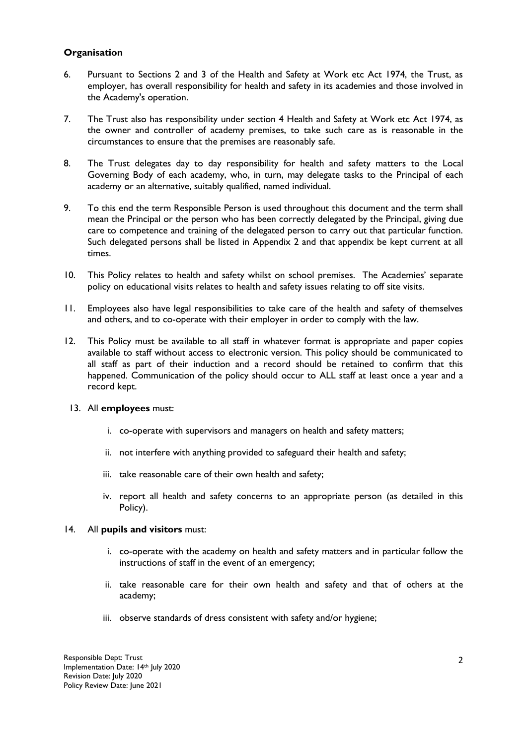**Organisation**

6. Pursuant to Sections 2 and 3 of the Health and Safety at Work etc Act 1974, the Trust, as employer, has overall responsibility for health and safety in its academies and those involved in the Academy's operation.

7. The Trust also has responsibility under section 4 Health and Safety at Work etc Act 1974, as the owner and controller of academy premises, to take such care as is reasonable in the circumstances to ensure that the premises are reasonably safe.

8. The Trust delegates day to day responsibility for health and safety matters to the Local Governing Body of each academy, who, in turn, may delegate tasks to the Principal of each academy or an alternative, suitably qualified, named individual.

9. To this end the term Responsible Person is used throughout this document and the term shall mean the Principal or the person who has been correctly delegated by the Principal, giving due care to competence and training of the delegated person to carry out that particular function. Such delegated persons shall be listed in Appendix 2 and that appendix be kept current at all times.

10. This Policy relates to health and safety whilst on school premises. The Academies' separate policy on educational visits relates to health and safety issues relating to off site visits.

11. Employees also have legal responsibilities to take care of the health and safety of themselves and others, and to co-operate with their employer in order to comply with the law.

12. This Policy must be available to all staff in whatever format is appropriate and paper copies available to staff without access to electronic version. This policy should be communicated to all staff as part of their induction and a record should be retained to confirm that this happened. Communication of the policy should occur to ALL staff at least once a year and a record kept.

13. All **employees** must:

    i. co-operate with supervisors and managers on health and safety matters;

    ii. not interfere with anything provided to safeguard their health and safety;

    iii. take reasonable care of their own health and safety;

    iv. report all health and safety concerns to an appropriate person (as detailed in this Policy).

14. All **pupils and visitors** must:

    i. co-operate with the academy on health and safety matters and in particular follow the instructions of staff in the event of an emergency;

    ii. take reasonable care for their own health and safety and that of others at the academy;

    iii. observe standards of dress consistent with safety and/or hygiene;

Responsible Dept: Trust
Implementation Date: 14th July 2020
Revision Date: July 2020
Policy Review Date: June 2021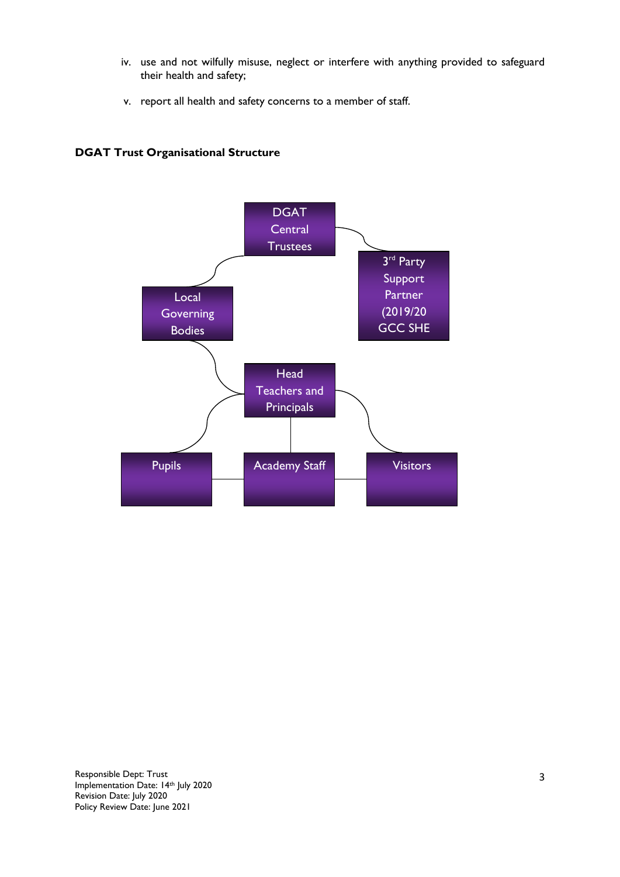iv. use and not wilfully misuse, neglect or interfere with anything provided to safeguard their health and safety;

v. report all health and safety concerns to a member of staff.

**DGAT Trust Organisational Structure**

DGAT Central Trustees

3rd Party Support Partner (2019/20 GCC SHE

Local Governing Bodies

Head Teachers and Principals

Pupils

Academy Staff

Visitors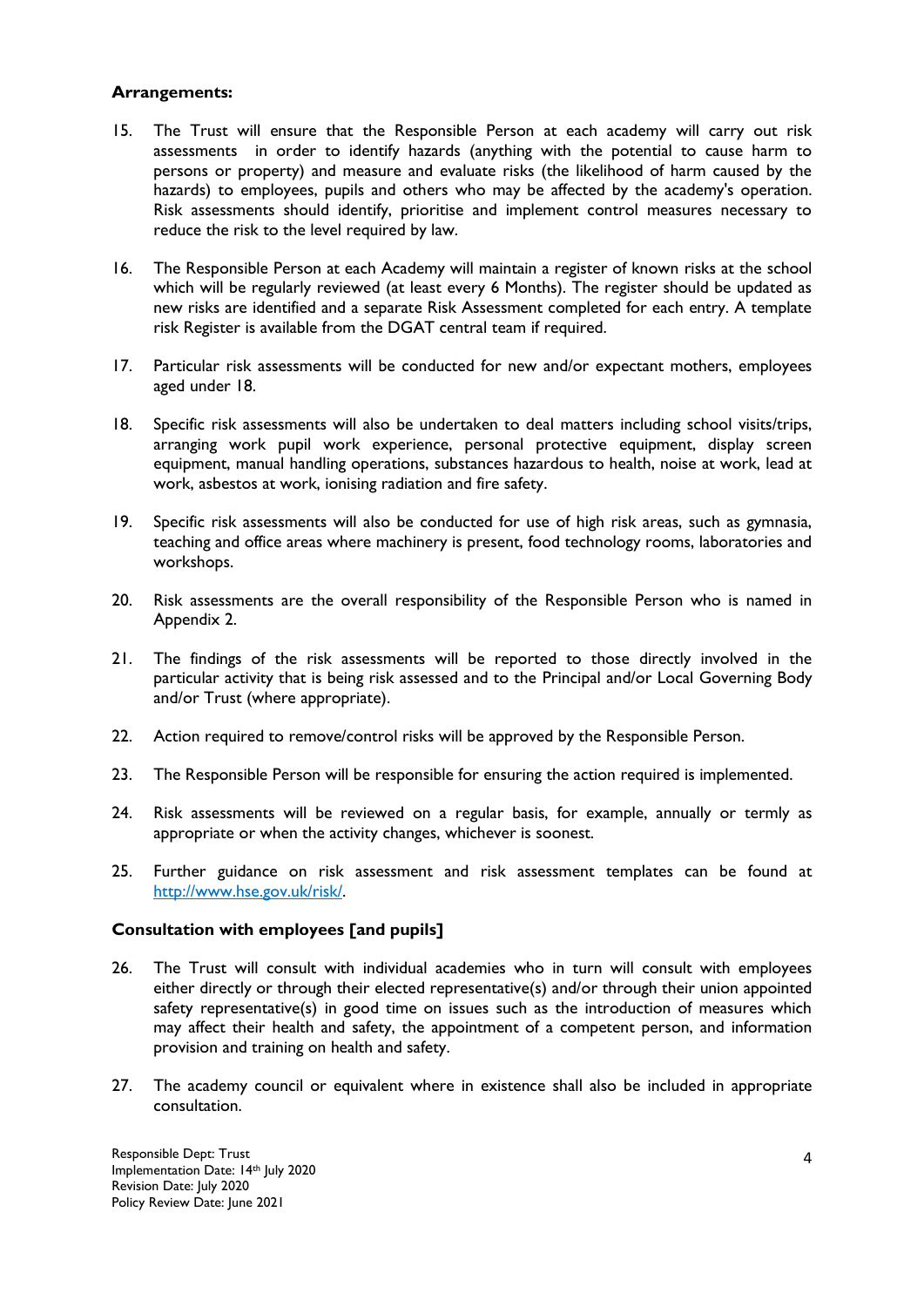**Arrangements:**

15. The Trust will ensure that the Responsible Person at each academy will carry out risk assessments in order to identify hazards (anything with the potential to cause harm to persons or property) and measure and evaluate risks (the likelihood of harm caused by the hazards) to employees, pupils and others who may be affected by the academy's operation. Risk assessments should identify, prioritise and implement control measures necessary to reduce the risk to the level required by law.

16. The Responsible Person at each Academy will maintain a register of known risks at the school which will be regularly reviewed (at least every 6 Months). The register should be updated as new risks are identified and a separate Risk Assessment completed for each entry. A template risk Register is available from the DGAT central team if required.

17. Particular risk assessments will be conducted for new and/or expectant mothers, employees aged under 18.

18. Specific risk assessments will also be undertaken to deal matters including school visits/trips, arranging work pupil work experience, personal protective equipment, display screen equipment, manual handling operations, substances hazardous to health, noise at work, lead at work, asbestos at work, ionising radiation and fire safety.

19. Specific risk assessments will also be conducted for use of high risk areas, such as gymnasia, teaching and office areas where machinery is present, food technology rooms, laboratories and workshops.

20. Risk assessments are the overall responsibility of the Responsible Person who is named in Appendix 2.

21. The findings of the risk assessments will be reported to those directly involved in the particular activity that is being risk assessed and to the Principal and/or Local Governing Body and/or Trust (where appropriate).

22. Action required to remove/control risks will be approved by the Responsible Person.

23. The Responsible Person will be responsible for ensuring the action required is implemented.

24. Risk assessments will be reviewed on a regular basis, for example, annually or termly as appropriate or when the activity changes, whichever is soonest.

25. Further guidance on risk assessment and risk assessment templates can be found at [http://www.hse.gov.uk/risk/](http://www.hse.gov.uk/risk/).

**Consultation with employees [and pupils]**

26. The Trust will consult with individual academies who in turn will consult with employees either directly or through their elected representative(s) and/or through their union appointed safety representative(s) in good time on issues such as the introduction of measures which may affect their health and safety, the appointment of a competent person, and information provision and training on health and safety.

27. The academy council or equivalent where in existence shall also be included in appropriate consultation.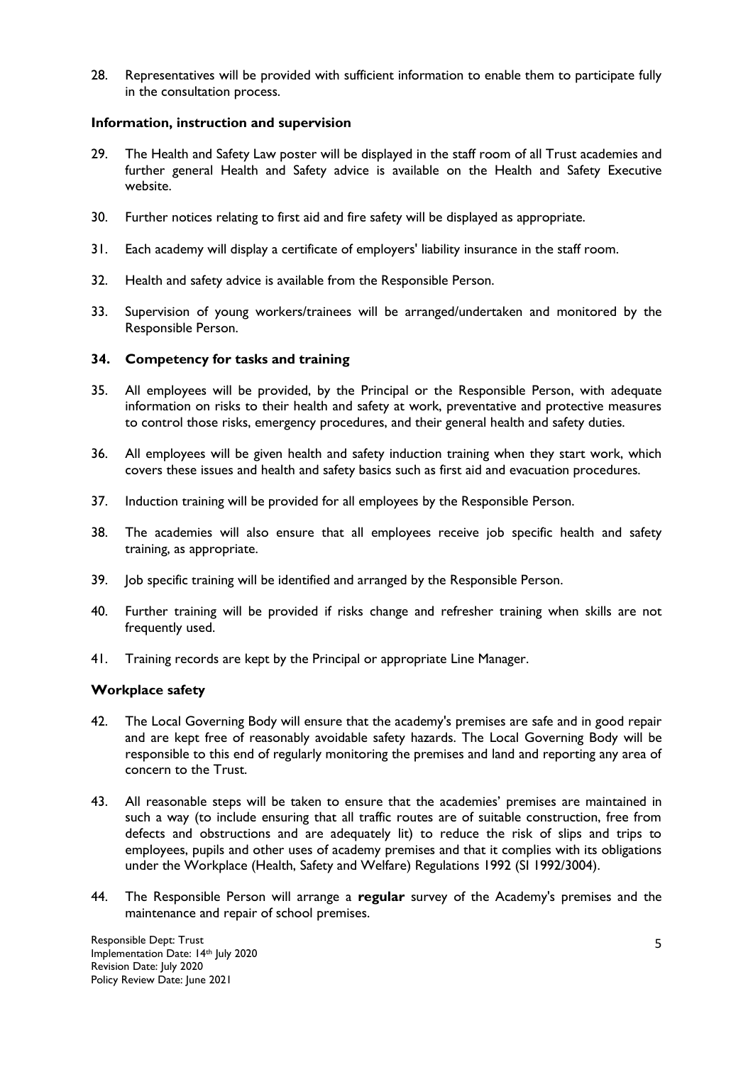28. Representatives will be provided with sufficient information to enable them to participate fully in the consultation process.

### Information, instruction and supervision

29. The Health and Safety Law poster will be displayed in the staff room of all Trust academies and further general Health and Safety advice is available on the Health and Safety Executive website.

30. Further notices relating to first aid and fire safety will be displayed as appropriate.

31. Each academy will display a certificate of employers' liability insurance in the staff room.

32. Health and safety advice is available from the Responsible Person.

33. Supervision of young workers/trainees will be arranged/undertaken and monitored by the Responsible Person.

### 34. Competency for tasks and training

35. All employees will be provided, by the Principal or the Responsible Person, with adequate information on risks to their health and safety at work, preventative and protective measures to control those risks, emergency procedures, and their general health and safety duties.

36. All employees will be given health and safety induction training when they start work, which covers these issues and health and safety basics such as first aid and evacuation procedures.

37. Induction training will be provided for all employees by the Responsible Person.

38. The academies will also ensure that all employees receive job specific health and safety training, as appropriate.

39. Job specific training will be identified and arranged by the Responsible Person.

40. Further training will be provided if risks change and refresher training when skills are not frequently used.

41. Training records are kept by the Principal or appropriate Line Manager.

### Workplace safety

42. The Local Governing Body will ensure that the academy's premises are safe and in good repair and are kept free of reasonably avoidable safety hazards. The Local Governing Body will be responsible to this end of regularly monitoring the premises and land and reporting any area of concern to the Trust.

43. All reasonable steps will be taken to ensure that the academies' premises are maintained in such a way (to include ensuring that all traffic routes are of suitable construction, free from defects and obstructions and are adequately lit) to reduce the risk of slips and trips to employees, pupils and other uses of academy premises and that it complies with its obligations under the Workplace (Health, Safety and Welfare) Regulations 1992 (SI 1992/3004).

44. The Responsible Person will arrange a **regular** survey of the Academy's premises and the maintenance and repair of school premises.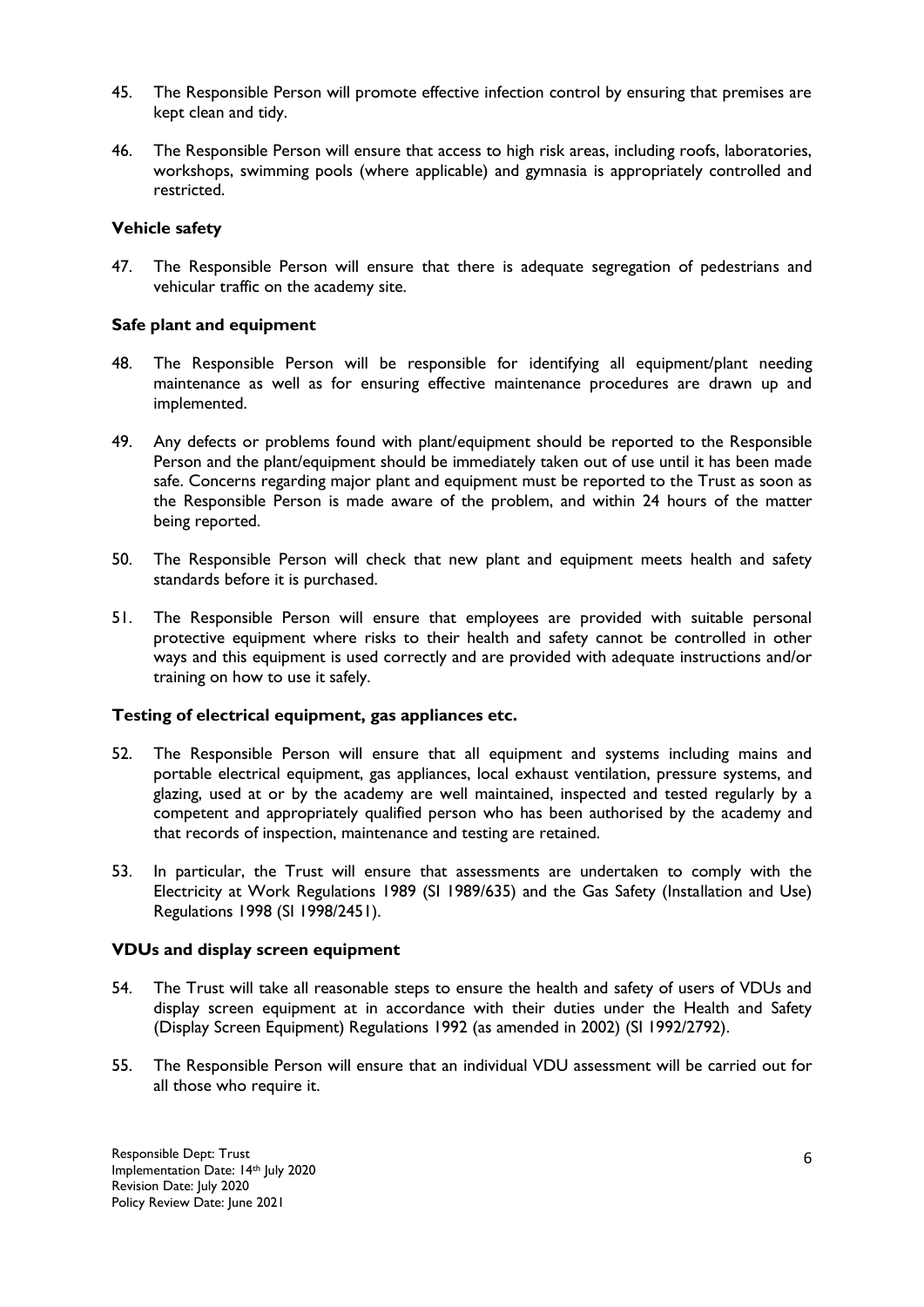45. The Responsible Person will promote effective infection control by ensuring that premises are kept clean and tidy.

46. The Responsible Person will ensure that access to high risk areas, including roofs, laboratories, workshops, swimming pools (where applicable) and gymnasia is appropriately controlled and restricted.

**Vehicle safety**

47. The Responsible Person will ensure that there is adequate segregation of pedestrians and vehicular traffic on the academy site.

**Safe plant and equipment**

48. The Responsible Person will be responsible for identifying all equipment/plant needing maintenance as well as for ensuring effective maintenance procedures are drawn up and implemented.

49. Any defects or problems found with plant/equipment should be reported to the Responsible Person and the plant/equipment should be immediately taken out of use until it has been made safe. Concerns regarding major plant and equipment must be reported to the Trust as soon as the Responsible Person is made aware of the problem, and within 24 hours of the matter being reported.

50. The Responsible Person will check that new plant and equipment meets health and safety standards before it is purchased.

51. The Responsible Person will ensure that employees are provided with suitable personal protective equipment where risks to their health and safety cannot be controlled in other ways and this equipment is used correctly and are provided with adequate instructions and/or training on how to use it safely.

**Testing of electrical equipment, gas appliances etc.**

52. The Responsible Person will ensure that all equipment and systems including mains and portable electrical equipment, gas appliances, local exhaust ventilation, pressure systems, and glazing, used at or by the academy are well maintained, inspected and tested regularly by a competent and appropriately qualified person who has been authorised by the academy and that records of inspection, maintenance and testing are retained.

53. In particular, the Trust will ensure that assessments are undertaken to comply with the Electricity at Work Regulations 1989 (SI 1989/635) and the Gas Safety (Installation and Use) Regulations 1998 (SI 1998/2451).

**VDUs and display screen equipment**

54. The Trust will take all reasonable steps to ensure the health and safety of users of VDUs and display screen equipment at in accordance with their duties under the Health and Safety (Display Screen Equipment) Regulations 1992 (as amended in 2002) (SI 1992/2792).

55. The Responsible Person will ensure that an individual VDU assessment will be carried out for all those who require it.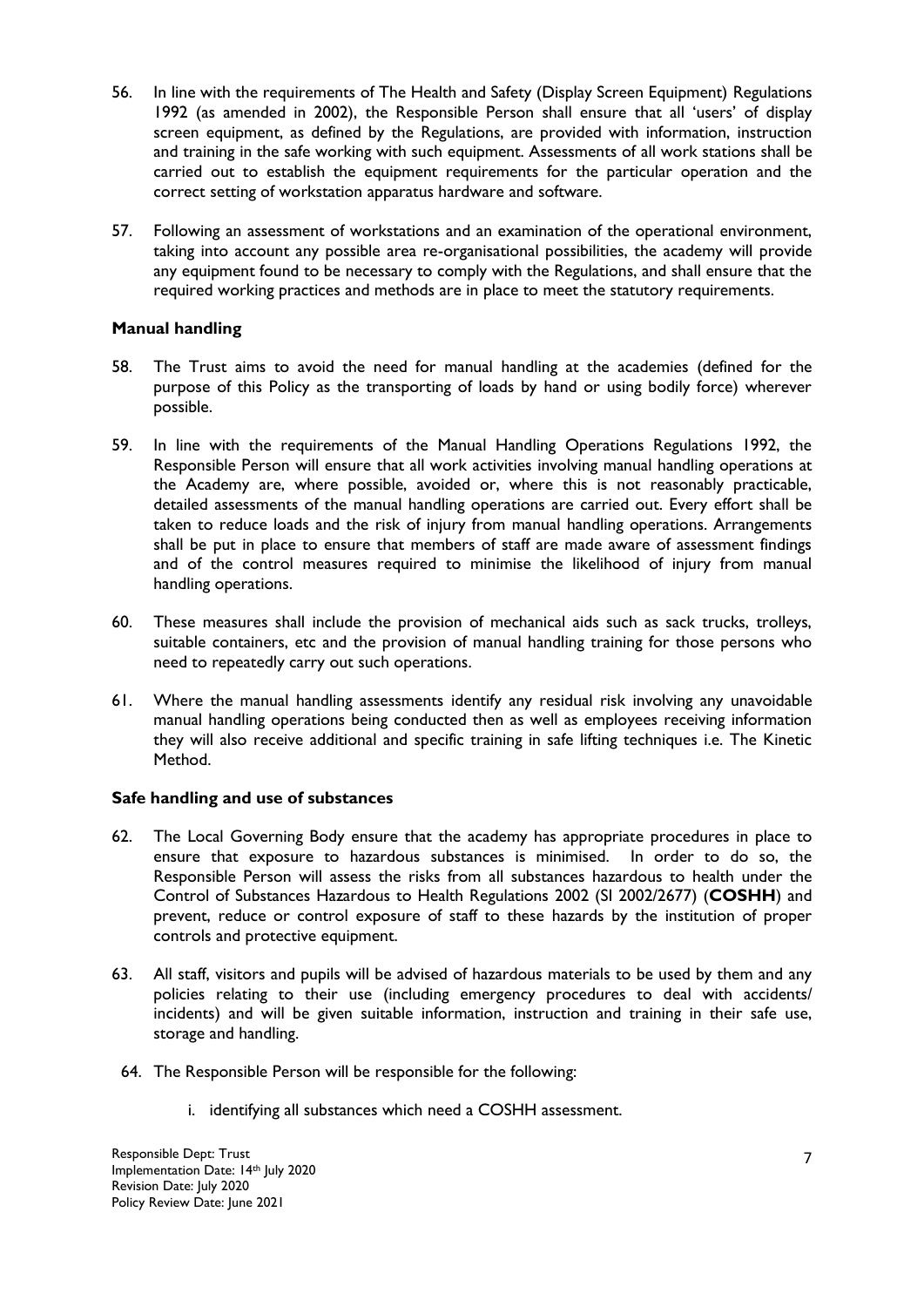56. In line with the requirements of The Health and Safety (Display Screen Equipment) Regulations 1992 (as amended in 2002), the Responsible Person shall ensure that all 'users' of display screen equipment, as defined by the Regulations, are provided with information, instruction and training in the safe working with such equipment. Assessments of all work stations shall be carried out to establish the equipment requirements for the particular operation and the correct setting of workstation apparatus hardware and software.

57. Following an assessment of workstations and an examination of the operational environment, taking into account any possible area re-organisational possibilities, the academy will provide any equipment found to be necessary to comply with the Regulations, and shall ensure that the required working practices and methods are in place to meet the statutory requirements.

**Manual handling**

58. The Trust aims to avoid the need for manual handling at the academies (defined for the purpose of this Policy as the transporting of loads by hand or using bodily force) wherever possible.

59. In line with the requirements of the Manual Handling Operations Regulations 1992, the Responsible Person will ensure that all work activities involving manual handling operations at the Academy are, where possible, avoided or, where this is not reasonably practicable, detailed assessments of the manual handling operations are carried out. Every effort shall be taken to reduce loads and the risk of injury from manual handling operations. Arrangements shall be put in place to ensure that members of staff are made aware of assessment findings and of the control measures required to minimise the likelihood of injury from manual handling operations.

60. These measures shall include the provision of mechanical aids such as sack trucks, trolleys, suitable containers, etc and the provision of manual handling training for those persons who need to repeatedly carry out such operations.

61. Where the manual handling assessments identify any residual risk involving any unavoidable manual handling operations being conducted then as well as employees receiving information they will also receive additional and specific training in safe lifting techniques i.e. The Kinetic Method.

**Safe handling and use of substances**

62. The Local Governing Body ensure that the academy has appropriate procedures in place to ensure that exposure to hazardous substances is minimised. In order to do so, the Responsible Person will assess the risks from all substances hazardous to health under the Control of Substances Hazardous to Health Regulations 2002 (SI 2002/2677) (**COSHH**) and prevent, reduce or control exposure of staff to these hazards by the institution of proper controls and protective equipment.

63. All staff, visitors and pupils will be advised of hazardous materials to be used by them and any policies relating to their use (including emergency procedures to deal with accidents/ incidents) and will be given suitable information, instruction and training in their safe use, storage and handling.

64. The Responsible Person will be responsible for the following:

    i. identifying all substances which need a COSHH assessment.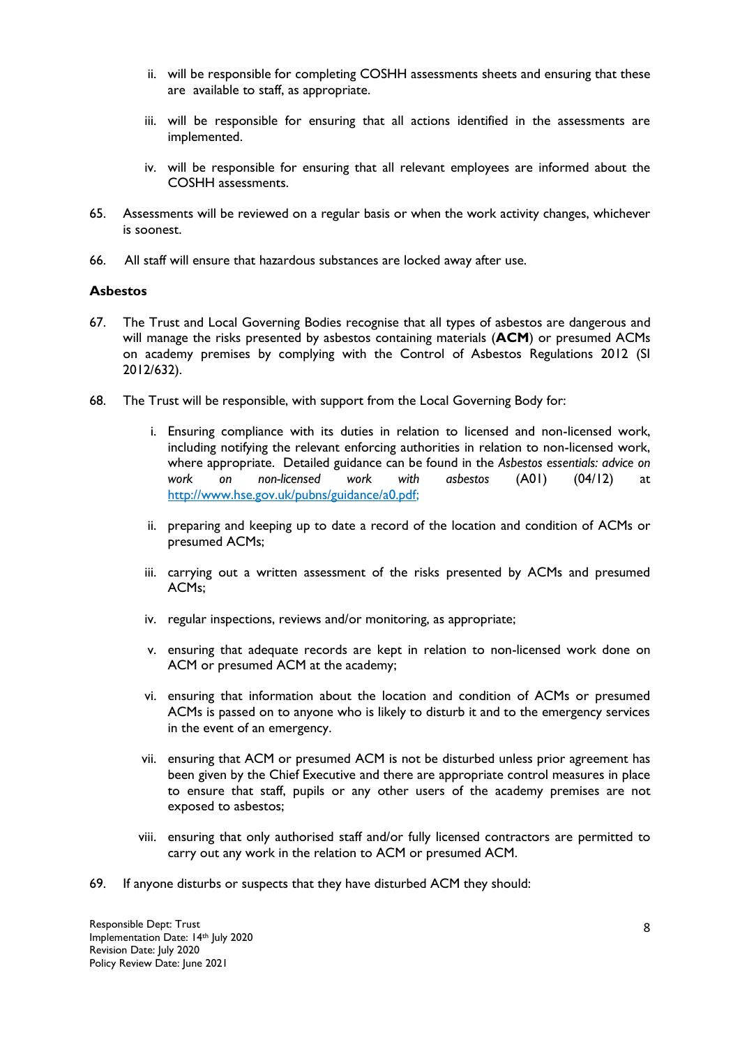ii. will be responsible for completing COSHH assessments sheets and ensuring that these are available to staff, as appropriate.

iii. will be responsible for ensuring that all actions identified in the assessments are implemented.

iv. will be responsible for ensuring that all relevant employees are informed about the COSHH assessments.

65. Assessments will be reviewed on a regular basis or when the work activity changes, whichever is soonest.

66. All staff will ensure that hazardous substances are locked away after use.

**Asbestos**

67. The Trust and Local Governing Bodies recognise that all types of asbestos are dangerous and will manage the risks presented by asbestos containing materials (**ACM**) or presumed ACMs on academy premises by complying with the Control of Asbestos Regulations 2012 (SI 2012/632).

68. The Trust will be responsible, with support from the Local Governing Body for:

   i. Ensuring compliance with its duties in relation to licensed and non-licensed work, including notifying the relevant enforcing authorities in relation to non-licensed work, where appropriate. Detailed guidance can be found in the *Asbestos essentials: advice on work on non-licensed work with asbestos* (A01) (04/12) at [http://www.hse.gov.uk/pubns/guidance/a0.pdf;](http://www.hse.gov.uk/pubns/guidance/a0.pdf)

   ii. preparing and keeping up to date a record of the location and condition of ACMs or presumed ACMs;

   iii. carrying out a written assessment of the risks presented by ACMs and presumed ACMs;

   iv. regular inspections, reviews and/or monitoring, as appropriate;

   v. ensuring that adequate records are kept in relation to non-licensed work done on ACM or presumed ACM at the academy;

   vi. ensuring that information about the location and condition of ACMs or presumed ACMs is passed on to anyone who is likely to disturb it and to the emergency services in the event of an emergency.

   vii. ensuring that ACM or presumed ACM is not be disturbed unless prior agreement has been given by the Chief Executive and there are appropriate control measures in place to ensure that staff, pupils or any other users of the academy premises are not exposed to asbestos;

   viii. ensuring that only authorised staff and/or fully licensed contractors are permitted to carry out any work in the relation to ACM or presumed ACM.

69. If anyone disturbs or suspects that they have disturbed ACM they should: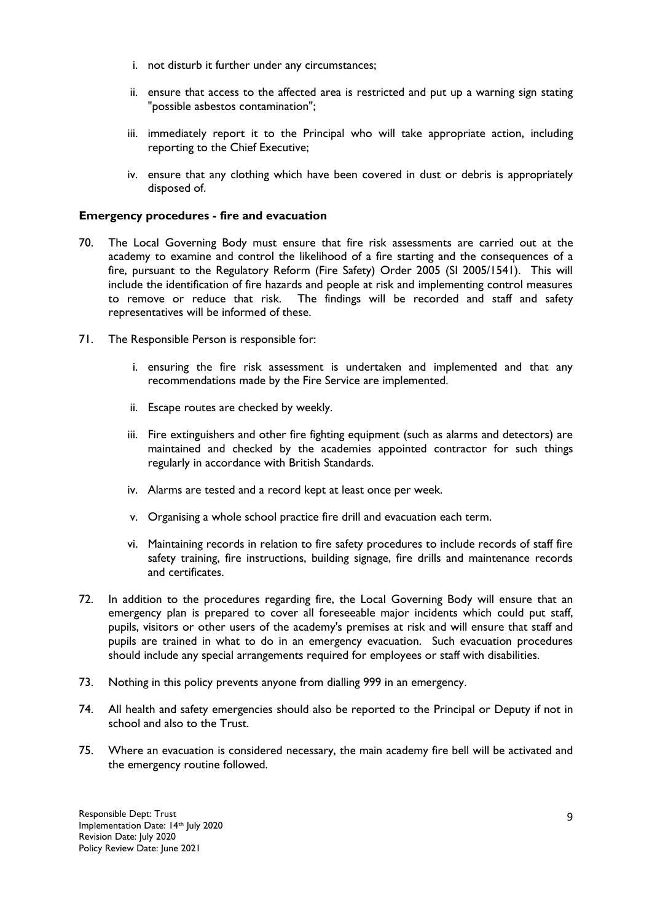i. not disturb it further under any circumstances;

ii. ensure that access to the affected area is restricted and put up a warning sign stating "possible asbestos contamination";

iii. immediately report it to the Principal who will take appropriate action, including reporting to the Chief Executive;

iv. ensure that any clothing which have been covered in dust or debris is appropriately disposed of.

**Emergency procedures - fire and evacuation**

70. The Local Governing Body must ensure that fire risk assessments are carried out at the academy to examine and control the likelihood of a fire starting and the consequences of a fire, pursuant to the Regulatory Reform (Fire Safety) Order 2005 (SI 2005/1541). This will include the identification of fire hazards and people at risk and implementing control measures to remove or reduce that risk. The findings will be recorded and staff and safety representatives will be informed of these.

71. The Responsible Person is responsible for:

    i. ensuring the fire risk assessment is undertaken and implemented and that any recommendations made by the Fire Service are implemented.

    ii. Escape routes are checked by weekly.

    iii. Fire extinguishers and other fire fighting equipment (such as alarms and detectors) are maintained and checked by the academies appointed contractor for such things regularly in accordance with British Standards.

    iv. Alarms are tested and a record kept at least once per week.

    v. Organising a whole school practice fire drill and evacuation each term.

    vi. Maintaining records in relation to fire safety procedures to include records of staff fire safety training, fire instructions, building signage, fire drills and maintenance records and certificates.

72. In addition to the procedures regarding fire, the Local Governing Body will ensure that an emergency plan is prepared to cover all foreseeable major incidents which could put staff, pupils, visitors or other users of the academy's premises at risk and will ensure that staff and pupils are trained in what to do in an emergency evacuation. Such evacuation procedures should include any special arrangements required for employees or staff with disabilities.

73. Nothing in this policy prevents anyone from dialling 999 in an emergency.

74. All health and safety emergencies should also be reported to the Principal or Deputy if not in school and also to the Trust.

75. Where an evacuation is considered necessary, the main academy fire bell will be activated and the emergency routine followed.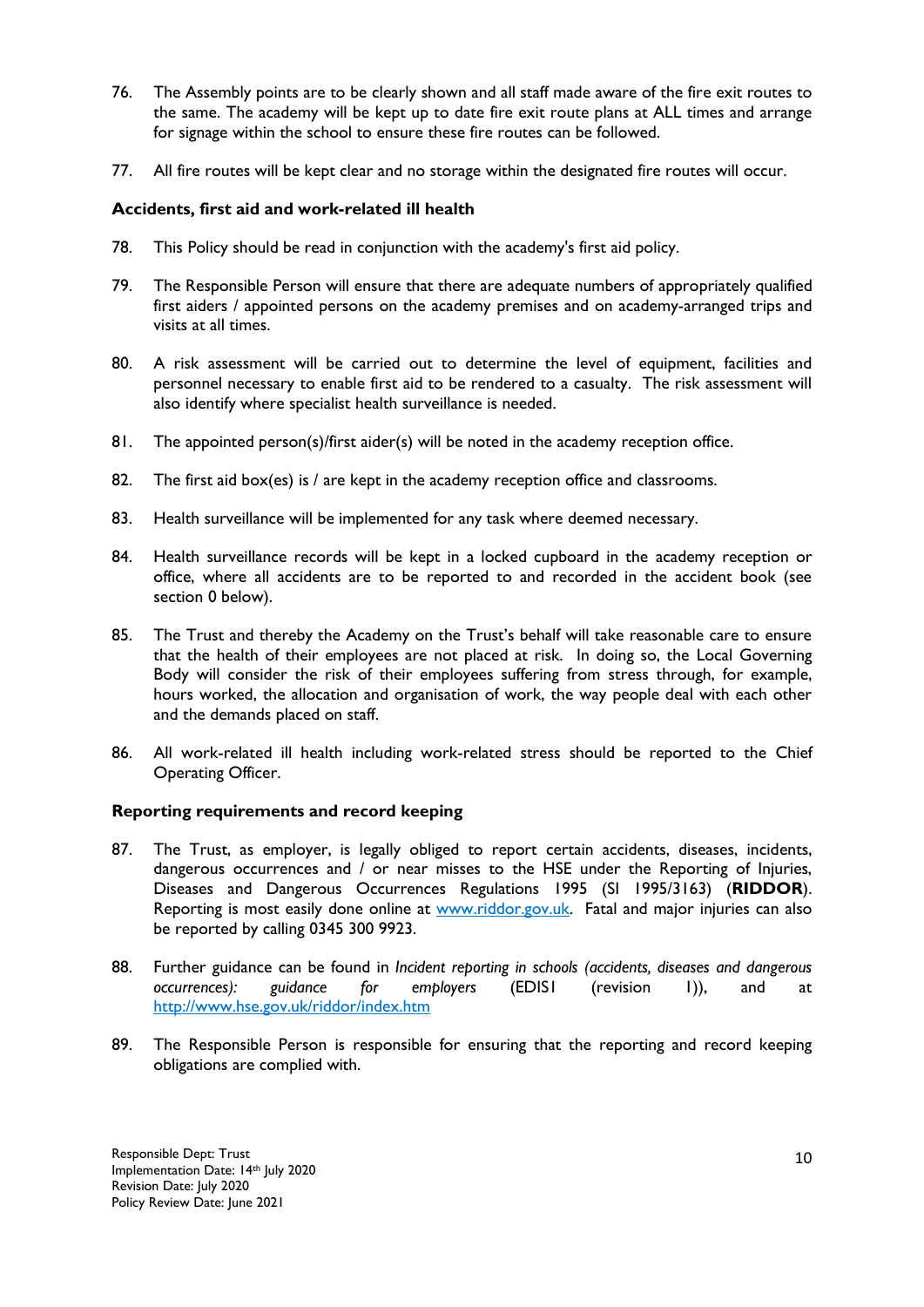76. The Assembly points are to be clearly shown and all staff made aware of the fire exit routes to the same. The academy will be kept up to date fire exit route plans at ALL times and arrange for signage within the school to ensure these fire routes can be followed.

77. All fire routes will be kept clear and no storage within the designated fire routes will occur.

### Accidents, first aid and work-related ill health

78. This Policy should be read in conjunction with the academy's first aid policy.

79. The Responsible Person will ensure that there are adequate numbers of appropriately qualified first aiders / appointed persons on the academy premises and on academy-arranged trips and visits at all times.

80. A risk assessment will be carried out to determine the level of equipment, facilities and personnel necessary to enable first aid to be rendered to a casualty. The risk assessment will also identify where specialist health surveillance is needed.

81. The appointed person(s)/first aider(s) will be noted in the academy reception office.

82. The first aid box(es) is / are kept in the academy reception office and classrooms.

83. Health surveillance will be implemented for any task where deemed necessary.

84. Health surveillance records will be kept in a locked cupboard in the academy reception or office, where all accidents are to be reported to and recorded in the accident book (see section 0 below).

85. The Trust and thereby the Academy on the Trust's behalf will take reasonable care to ensure that the health of their employees are not placed at risk. In doing so, the Local Governing Body will consider the risk of their employees suffering from stress through, for example, hours worked, the allocation and organisation of work, the way people deal with each other and the demands placed on staff.

86. All work-related ill health including work-related stress should be reported to the Chief Operating Officer.

### Reporting requirements and record keeping

87. The Trust, as employer, is legally obliged to report certain accidents, diseases, incidents, dangerous occurrences and / or near misses to the HSE under the Reporting of Injuries, Diseases and Dangerous Occurrences Regulations 1995 (SI 1995/3163) (**RIDDOR**). Reporting is most easily done online at [www.riddor.gov.uk](www.riddor.gov.uk). Fatal and major injuries can also be reported by calling 0345 300 9923.

88. Further guidance can be found in *Incident reporting in schools (accidents, diseases and dangerous occurrences): guidance for employers* (EDIS1 (revision 1)), and at [http://www.hse.gov.uk/riddor/index.htm](http://www.hse.gov.uk/riddor/index.htm)

89. The Responsible Person is responsible for ensuring that the reporting and record keeping obligations are complied with.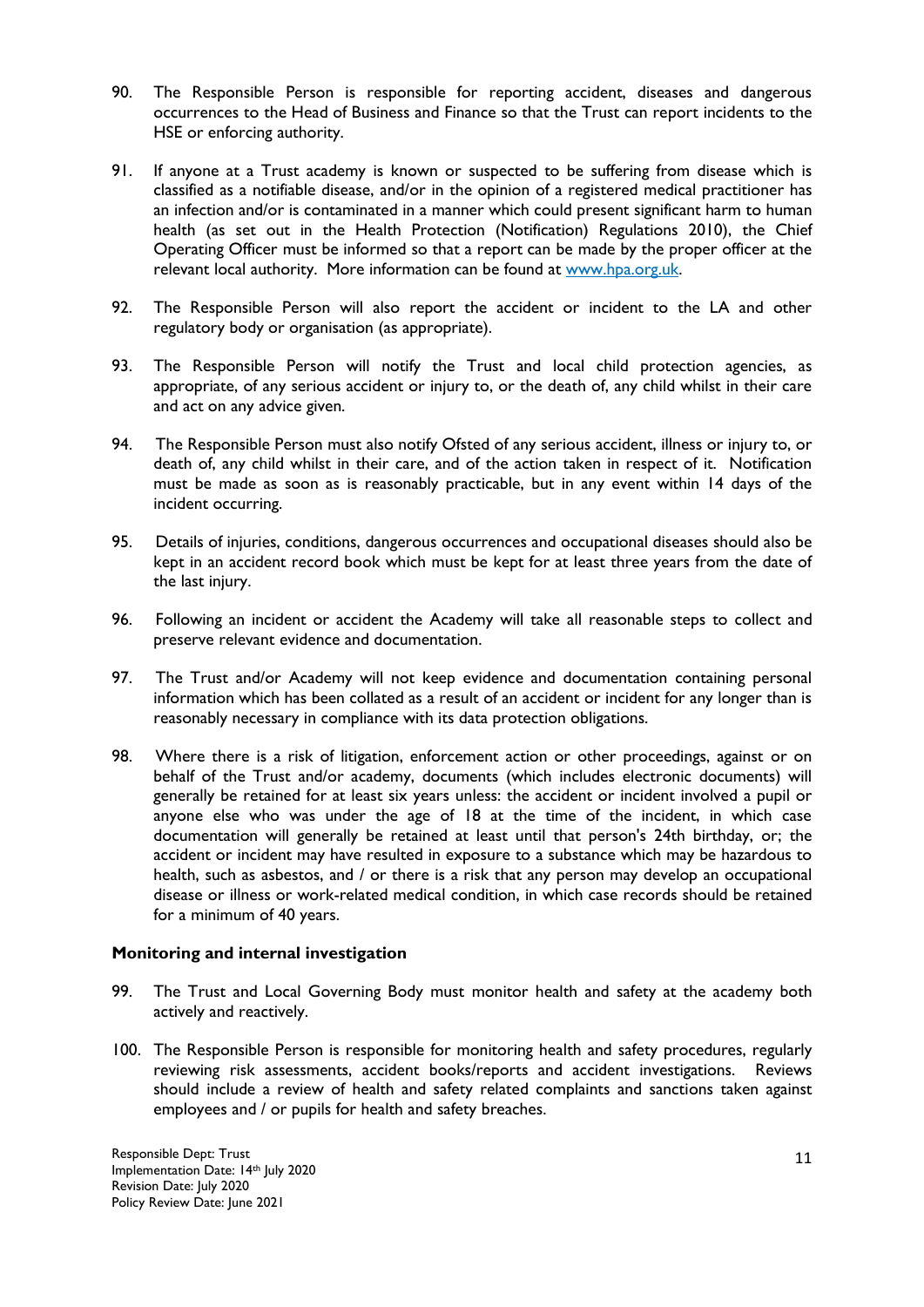90. The Responsible Person is responsible for reporting accident, diseases and dangerous occurrences to the Head of Business and Finance so that the Trust can report incidents to the HSE or enforcing authority.

91. If anyone at a Trust academy is known or suspected to be suffering from disease which is classified as a notifiable disease, and/or in the opinion of a registered medical practitioner has an infection and/or is contaminated in a manner which could present significant harm to human health (as set out in the Health Protection (Notification) Regulations 2010), the Chief Operating Officer must be informed so that a report can be made by the proper officer at the relevant local authority. More information can be found at [www.hpa.org.uk](www.hpa.org.uk).

92. The Responsible Person will also report the accident or incident to the LA and other regulatory body or organisation (as appropriate).

93. The Responsible Person will notify the Trust and local child protection agencies, as appropriate, of any serious accident or injury to, or the death of, any child whilst in their care and act on any advice given.

94. The Responsible Person must also notify Ofsted of any serious accident, illness or injury to, or death of, any child whilst in their care, and of the action taken in respect of it. Notification must be made as soon as is reasonably practicable, but in any event within 14 days of the incident occurring.

95. Details of injuries, conditions, dangerous occurrences and occupational diseases should also be kept in an accident record book which must be kept for at least three years from the date of the last injury.

96. Following an incident or accident the Academy will take all reasonable steps to collect and preserve relevant evidence and documentation.

97. The Trust and/or Academy will not keep evidence and documentation containing personal information which has been collated as a result of an accident or incident for any longer than is reasonably necessary in compliance with its data protection obligations.

98. Where there is a risk of litigation, enforcement action or other proceedings, against or on behalf of the Trust and/or academy, documents (which includes electronic documents) will generally be retained for at least six years unless: the accident or incident involved a pupil or anyone else who was under the age of 18 at the time of the incident, in which case documentation will generally be retained at least until that person's 24th birthday, or; the accident or incident may have resulted in exposure to a substance which may be hazardous to health, such as asbestos, and / or there is a risk that any person may develop an occupational disease or illness or work-related medical condition, in which case records should be retained for a minimum of 40 years.

**Monitoring and internal investigation**

99. The Trust and Local Governing Body must monitor health and safety at the academy both actively and reactively.

100. The Responsible Person is responsible for monitoring health and safety procedures, regularly reviewing risk assessments, accident books/reports and accident investigations. Reviews should include a review of health and safety related complaints and sanctions taken against employees and / or pupils for health and safety breaches.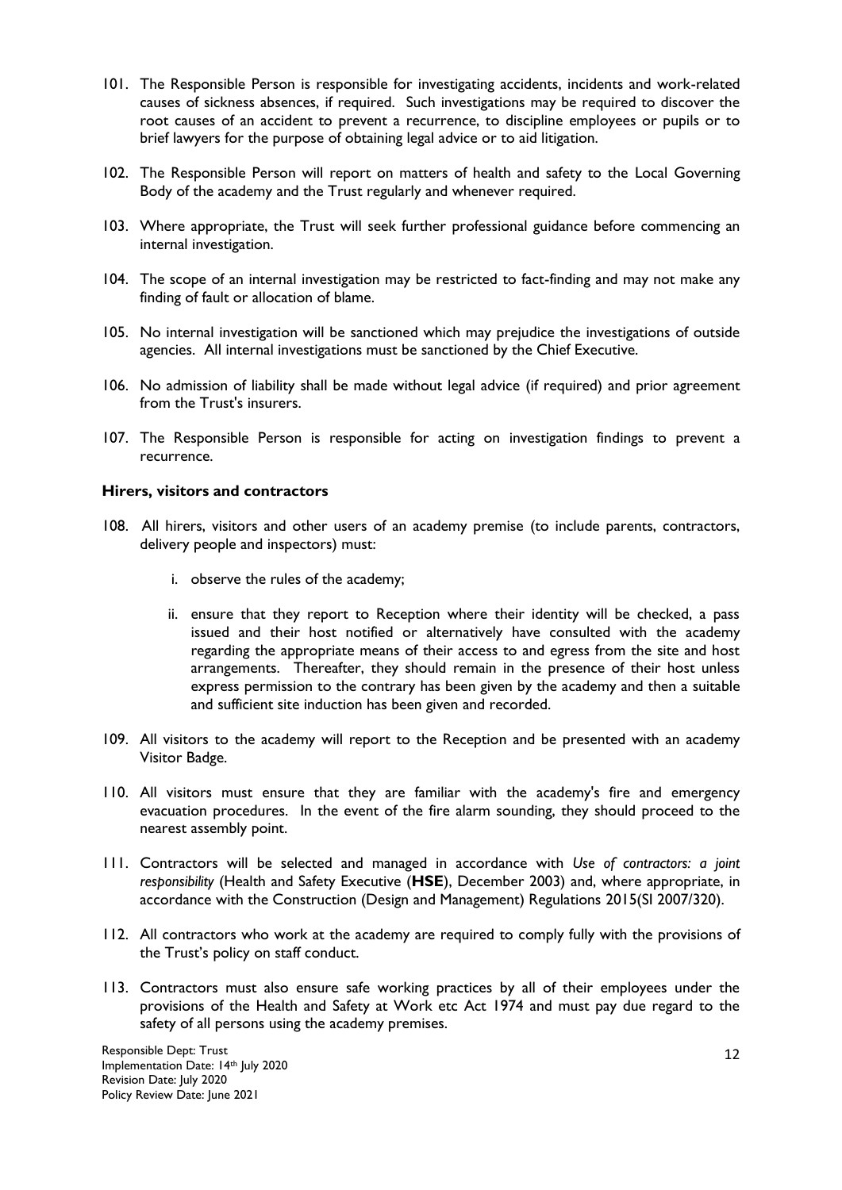101. The Responsible Person is responsible for investigating accidents, incidents and work-related causes of sickness absences, if required. Such investigations may be required to discover the root causes of an accident to prevent a recurrence, to discipline employees or pupils or to brief lawyers for the purpose of obtaining legal advice or to aid litigation.

102. The Responsible Person will report on matters of health and safety to the Local Governing Body of the academy and the Trust regularly and whenever required.

103. Where appropriate, the Trust will seek further professional guidance before commencing an internal investigation.

104. The scope of an internal investigation may be restricted to fact-finding and may not make any finding of fault or allocation of blame.

105. No internal investigation will be sanctioned which may prejudice the investigations of outside agencies. All internal investigations must be sanctioned by the Chief Executive.

106. No admission of liability shall be made without legal advice (if required) and prior agreement from the Trust's insurers.

107. The Responsible Person is responsible for acting on investigation findings to prevent a recurrence.

### Hirers, visitors and contractors

108. All hirers, visitors and other users of an academy premise (to include parents, contractors, delivery people and inspectors) must:

    i. observe the rules of the academy;

    ii. ensure that they report to Reception where their identity will be checked, a pass issued and their host notified or alternatively have consulted with the academy regarding the appropriate means of their access to and egress from the site and host arrangements. Thereafter, they should remain in the presence of their host unless express permission to the contrary has been given by the academy and then a suitable and sufficient site induction has been given and recorded.

109. All visitors to the academy will report to the Reception and be presented with an academy Visitor Badge.

110. All visitors must ensure that they are familiar with the academy's fire and emergency evacuation procedures. In the event of the fire alarm sounding, they should proceed to the nearest assembly point.

111. Contractors will be selected and managed in accordance with *Use of contractors: a joint responsibility* (Health and Safety Executive (**HSE**), December 2003) and, where appropriate, in accordance with the Construction (Design and Management) Regulations 2015(SI 2007/320).

112. All contractors who work at the academy are required to comply fully with the provisions of the Trust's policy on staff conduct.

113. Contractors must also ensure safe working practices by all of their employees under the provisions of the Health and Safety at Work etc Act 1974 and must pay due regard to the safety of all persons using the academy premises.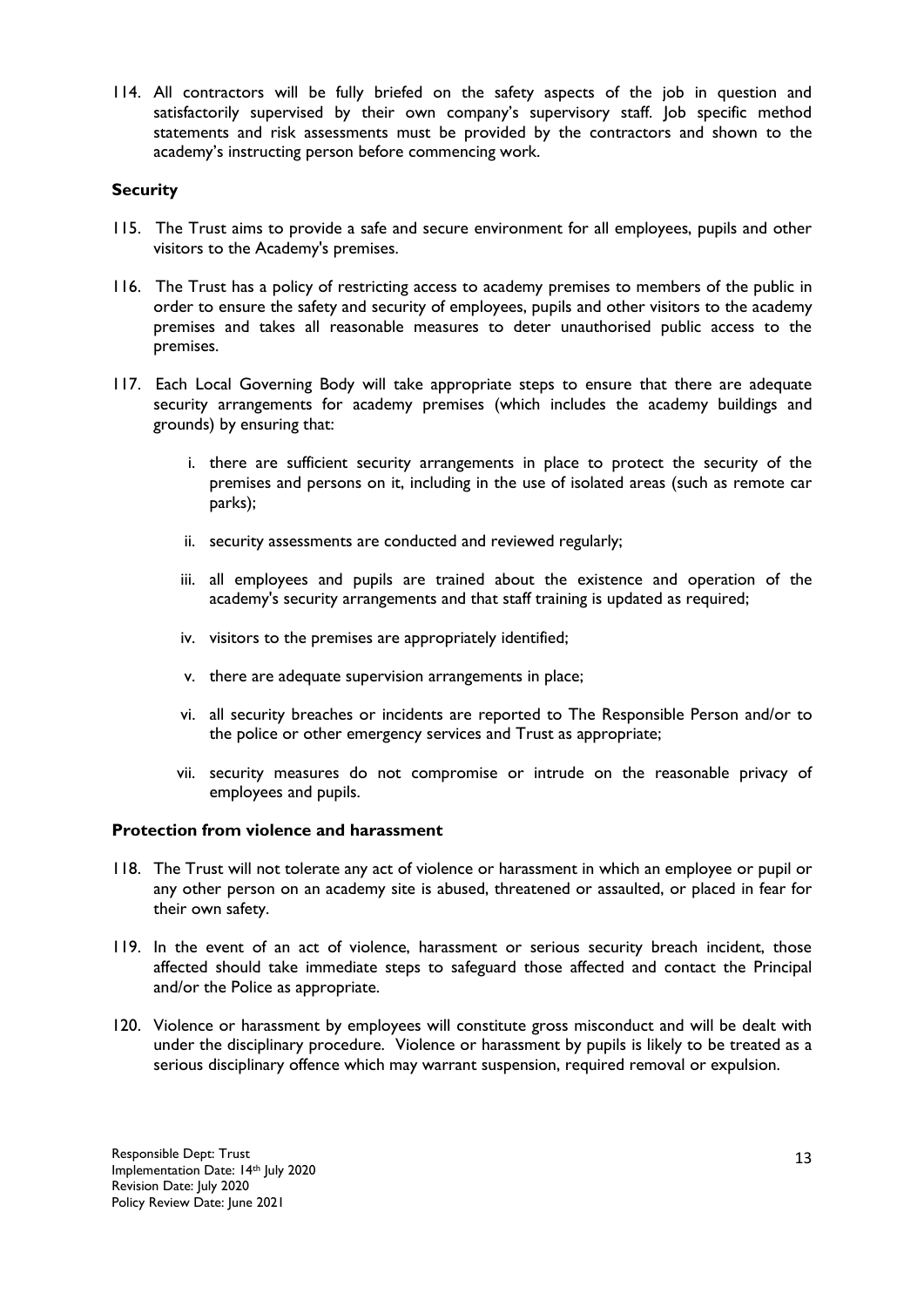114. All contractors will be fully briefed on the safety aspects of the job in question and satisfactorily supervised by their own company's supervisory staff. Job specific method statements and risk assessments must be provided by the contractors and shown to the academy's instructing person before commencing work.

### Security

115. The Trust aims to provide a safe and secure environment for all employees, pupils and other visitors to the Academy's premises.

116. The Trust has a policy of restricting access to academy premises to members of the public in order to ensure the safety and security of employees, pupils and other visitors to the academy premises and takes all reasonable measures to deter unauthorised public access to the premises.

117. Each Local Governing Body will take appropriate steps to ensure that there are adequate security arrangements for academy premises (which includes the academy buildings and grounds) by ensuring that:

    i. there are sufficient security arrangements in place to protect the security of the premises and persons on it, including in the use of isolated areas (such as remote car parks);

    ii. security assessments are conducted and reviewed regularly;

    iii. all employees and pupils are trained about the existence and operation of the academy's security arrangements and that staff training is updated as required;

    iv. visitors to the premises are appropriately identified;

    v. there are adequate supervision arrangements in place;

    vi. all security breaches or incidents are reported to The Responsible Person and/or to the police or other emergency services and Trust as appropriate;

    vii. security measures do not compromise or intrude on the reasonable privacy of employees and pupils.

### Protection from violence and harassment

118. The Trust will not tolerate any act of violence or harassment in which an employee or pupil or any other person on an academy site is abused, threatened or assaulted, or placed in fear for their own safety.

119. In the event of an act of violence, harassment or serious security breach incident, those affected should take immediate steps to safeguard those affected and contact the Principal and/or the Police as appropriate.

120. Violence or harassment by employees will constitute gross misconduct and will be dealt with under the disciplinary procedure. Violence or harassment by pupils is likely to be treated as a serious disciplinary offence which may warrant suspension, required removal or expulsion.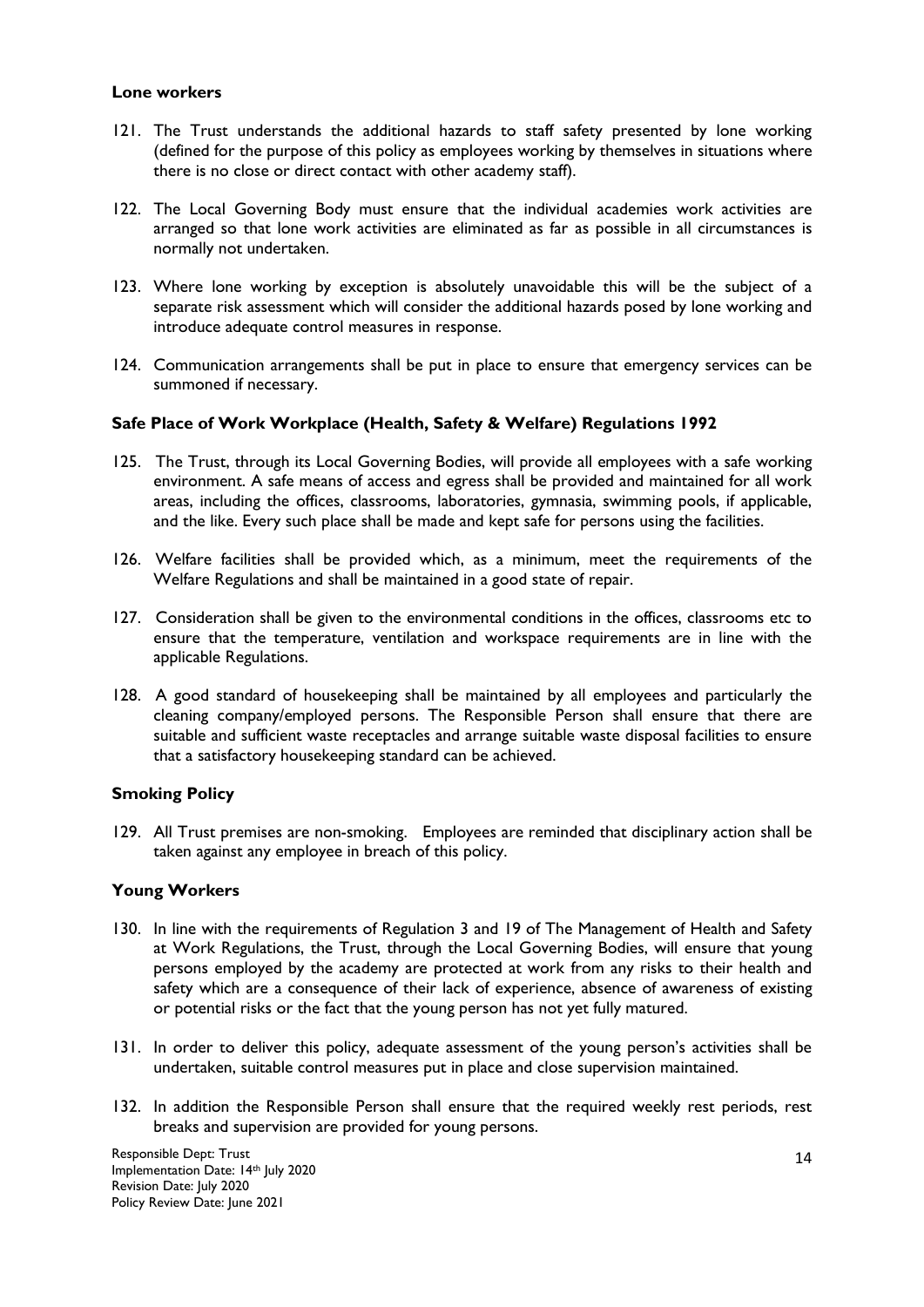### Lone workers

121. The Trust understands the additional hazards to staff safety presented by lone working (defined for the purpose of this policy as employees working by themselves in situations where there is no close or direct contact with other academy staff).

122. The Local Governing Body must ensure that the individual academies work activities are arranged so that lone work activities are eliminated as far as possible in all circumstances is normally not undertaken.

123. Where lone working by exception is absolutely unavoidable this will be the subject of a separate risk assessment which will consider the additional hazards posed by lone working and introduce adequate control measures in response.

124. Communication arrangements shall be put in place to ensure that emergency services can be summoned if necessary.

### Safe Place of Work Workplace (Health, Safety & Welfare) Regulations 1992

125. The Trust, through its Local Governing Bodies, will provide all employees with a safe working environment. A safe means of access and egress shall be provided and maintained for all work areas, including the offices, classrooms, laboratories, gymnasia, swimming pools, if applicable, and the like. Every such place shall be made and kept safe for persons using the facilities.

126. Welfare facilities shall be provided which, as a minimum, meet the requirements of the Welfare Regulations and shall be maintained in a good state of repair.

127. Consideration shall be given to the environmental conditions in the offices, classrooms etc to ensure that the temperature, ventilation and workspace requirements are in line with the applicable Regulations.

128. A good standard of housekeeping shall be maintained by all employees and particularly the cleaning company/employed persons. The Responsible Person shall ensure that there are suitable and sufficient waste receptacles and arrange suitable waste disposal facilities to ensure that a satisfactory housekeeping standard can be achieved.

### Smoking Policy

129. All Trust premises are non-smoking. Employees are reminded that disciplinary action shall be taken against any employee in breach of this policy.

### Young Workers

130. In line with the requirements of Regulation 3 and 19 of The Management of Health and Safety at Work Regulations, the Trust, through the Local Governing Bodies, will ensure that young persons employed by the academy are protected at work from any risks to their health and safety which are a consequence of their lack of experience, absence of awareness of existing or potential risks or the fact that the young person has not yet fully matured.

131. In order to deliver this policy, adequate assessment of the young person's activities shall be undertaken, suitable control measures put in place and close supervision maintained.

132. In addition the Responsible Person shall ensure that the required weekly rest periods, rest breaks and supervision are provided for young persons.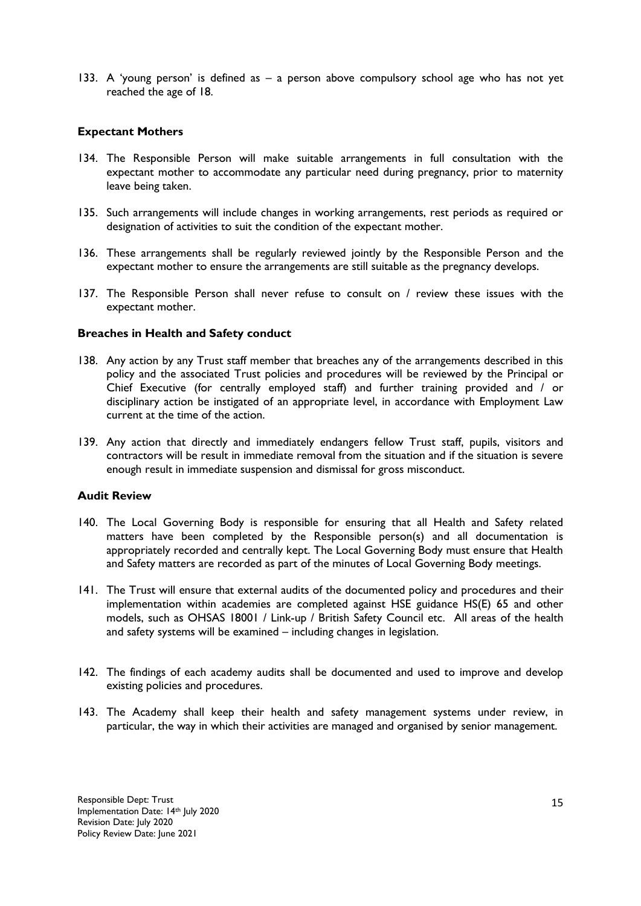133. A 'young person' is defined as – a person above compulsory school age who has not yet reached the age of 18.

### Expectant Mothers

134. The Responsible Person will make suitable arrangements in full consultation with the expectant mother to accommodate any particular need during pregnancy, prior to maternity leave being taken.

135. Such arrangements will include changes in working arrangements, rest periods as required or designation of activities to suit the condition of the expectant mother.

136. These arrangements shall be regularly reviewed jointly by the Responsible Person and the expectant mother to ensure the arrangements are still suitable as the pregnancy develops.

137. The Responsible Person shall never refuse to consult on / review these issues with the expectant mother.

### Breaches in Health and Safety conduct

138. Any action by any Trust staff member that breaches any of the arrangements described in this policy and the associated Trust policies and procedures will be reviewed by the Principal or Chief Executive (for centrally employed staff) and further training provided and / or disciplinary action be instigated of an appropriate level, in accordance with Employment Law current at the time of the action.

139. Any action that directly and immediately endangers fellow Trust staff, pupils, visitors and contractors will be result in immediate removal from the situation and if the situation is severe enough result in immediate suspension and dismissal for gross misconduct.

### Audit Review

140. The Local Governing Body is responsible for ensuring that all Health and Safety related matters have been completed by the Responsible person(s) and all documentation is appropriately recorded and centrally kept. The Local Governing Body must ensure that Health and Safety matters are recorded as part of the minutes of Local Governing Body meetings.

141. The Trust will ensure that external audits of the documented policy and procedures and their implementation within academies are completed against HSE guidance HS(E) 65 and other models, such as OHSAS 18001 / Link-up / British Safety Council etc. All areas of the health and safety systems will be examined – including changes in legislation.

142. The findings of each academy audits shall be documented and used to improve and develop existing policies and procedures.

143. The Academy shall keep their health and safety management systems under review, in particular, the way in which their activities are managed and organised by senior management.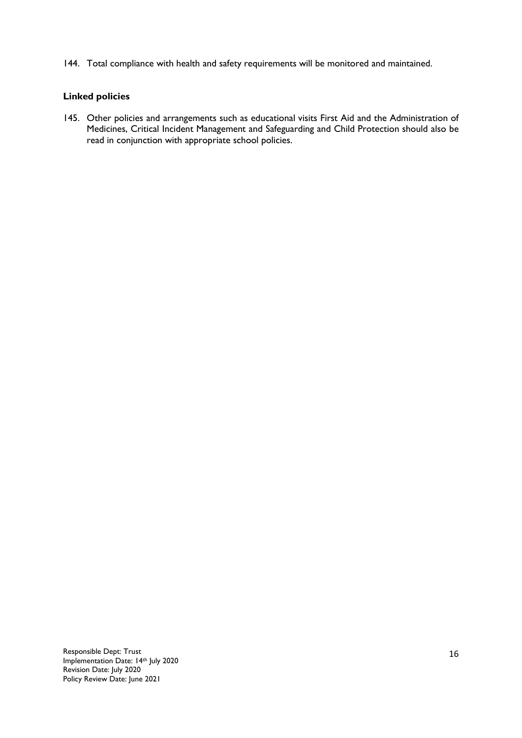144. Total compliance with health and safety requirements will be monitored and maintained.

**Linked policies**

145. Other policies and arrangements such as educational visits First Aid and the Administration of Medicines, Critical Incident Management and Safeguarding and Child Protection should also be read in conjunction with appropriate school policies.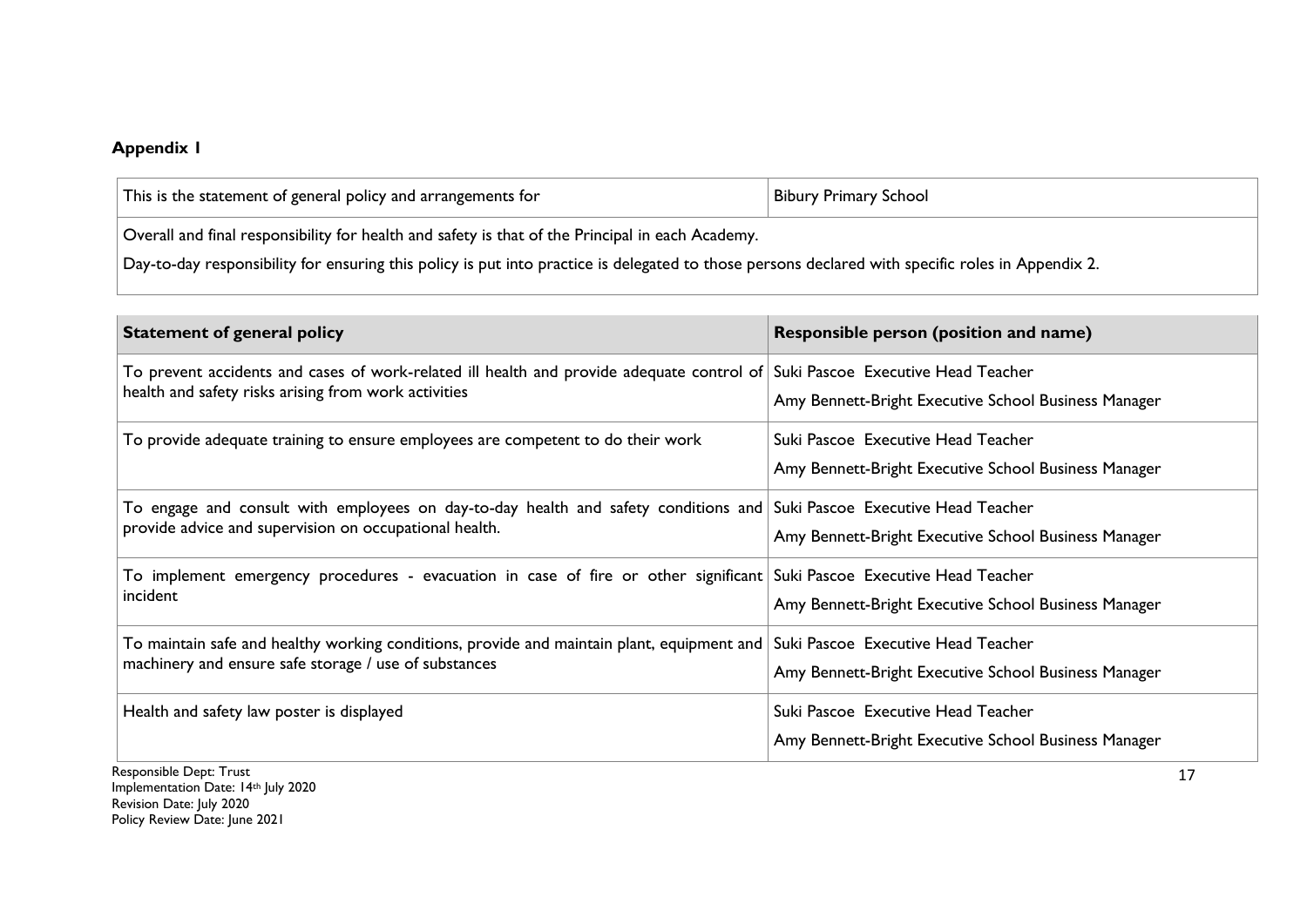**Appendix 1**

| This is the statement of general policy and arrangements for | Bibury Primary School |
|---|---|

Overall and final responsibility for health and safety is that of the Principal in each Academy.

Day-to-day responsibility for ensuring this policy is put into practice is delegated to those persons declared with specific roles in Appendix 2.

| Statement of general policy | Responsible person (position and name) |
|---|---|
| To prevent accidents and cases of work-related ill health and provide adequate control of health and safety risks arising from work activities | Suki Pascoe Executive Head Teacher<br>Amy Bennett-Bright Executive School Business Manager |
| To provide adequate training to ensure employees are competent to do their work | Suki Pascoe Executive Head Teacher<br>Amy Bennett-Bright Executive School Business Manager |
| To engage and consult with employees on day-to-day health and safety conditions and provide advice and supervision on occupational health. | Suki Pascoe Executive Head Teacher<br>Amy Bennett-Bright Executive School Business Manager |
| To implement emergency procedures - evacuation in case of fire or other significant incident | Suki Pascoe Executive Head Teacher<br>Amy Bennett-Bright Executive School Business Manager |
| To maintain safe and healthy working conditions, provide and maintain plant, equipment and machinery and ensure safe storage / use of substances | Suki Pascoe Executive Head Teacher<br>Amy Bennett-Bright Executive School Business Manager |
| Health and safety law poster is displayed | Suki Pascoe Executive Head Teacher<br>Amy Bennett-Bright Executive School Business Manager |

Responsible Dept: Trust
Implementation Date: 14th July 2020
Revision Date: July 2020
Policy Review Date: June 2021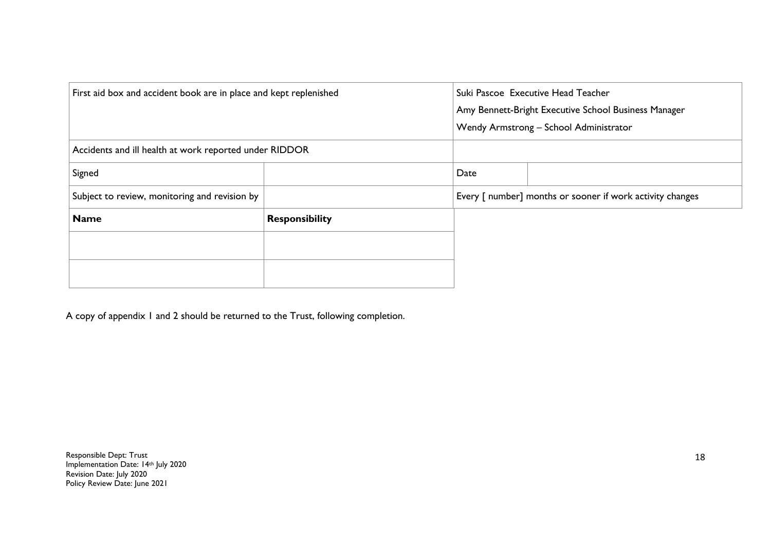| | | | |
|---|---|---|---|
| First aid box and accident book are in place and kept replenished | | Suki Pascoe Executive Head Teacher<br>Amy Bennett-Bright Executive School Business Manager<br>Wendy Armstrong – School Administrator | |
| Accidents and ill health at work reported under RIDDOR | | | |
| Signed | | Date | |
| Subject to review, monitoring and revision by | | Every [ number] months or sooner if work activity changes | |
| **Name** | **Responsibility** | | |
| | | | |
| | | | |

A copy of appendix 1 and 2 should be returned to the Trust, following completion.

Responsible Dept: Trust
Implementation Date: 14th July 2020
Revision Date: July 2020
Policy Review Date: June 2021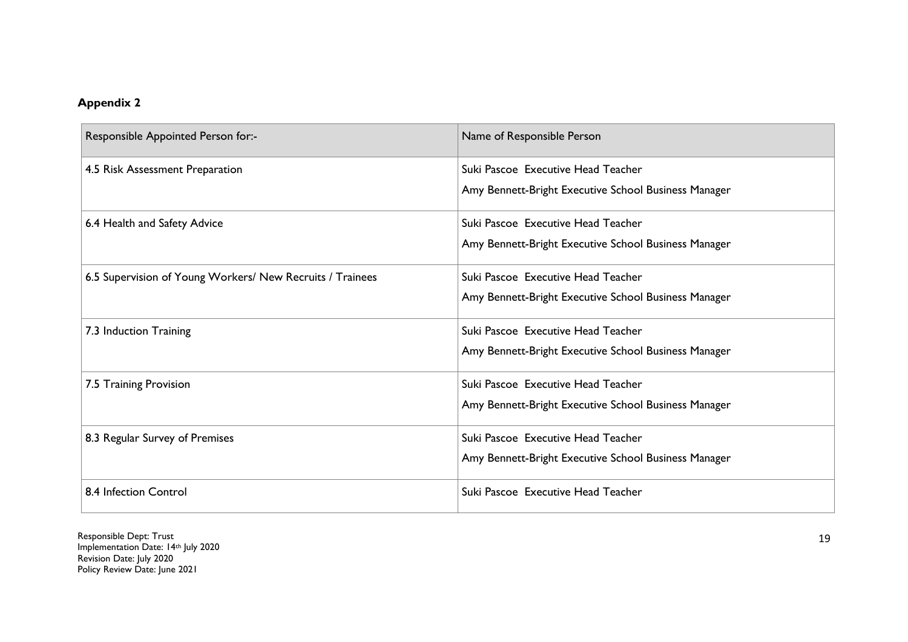**Appendix 2**

| Responsible Appointed Person for:- | Name of Responsible Person |
|---|---|
| 4.5 Risk Assessment Preparation | Suki Pascoe Executive Head Teacher<br>Amy Bennett-Bright Executive School Business Manager |
| 6.4 Health and Safety Advice | Suki Pascoe Executive Head Teacher<br>Amy Bennett-Bright Executive School Business Manager |
| 6.5 Supervision of Young Workers/ New Recruits / Trainees | Suki Pascoe Executive Head Teacher<br>Amy Bennett-Bright Executive School Business Manager |
| 7.3 Induction Training | Suki Pascoe Executive Head Teacher<br>Amy Bennett-Bright Executive School Business Manager |
| 7.5 Training Provision | Suki Pascoe Executive Head Teacher<br>Amy Bennett-Bright Executive School Business Manager |
| 8.3 Regular Survey of Premises | Suki Pascoe Executive Head Teacher<br>Amy Bennett-Bright Executive School Business Manager |
| 8.4 Infection Control | Suki Pascoe Executive Head Teacher |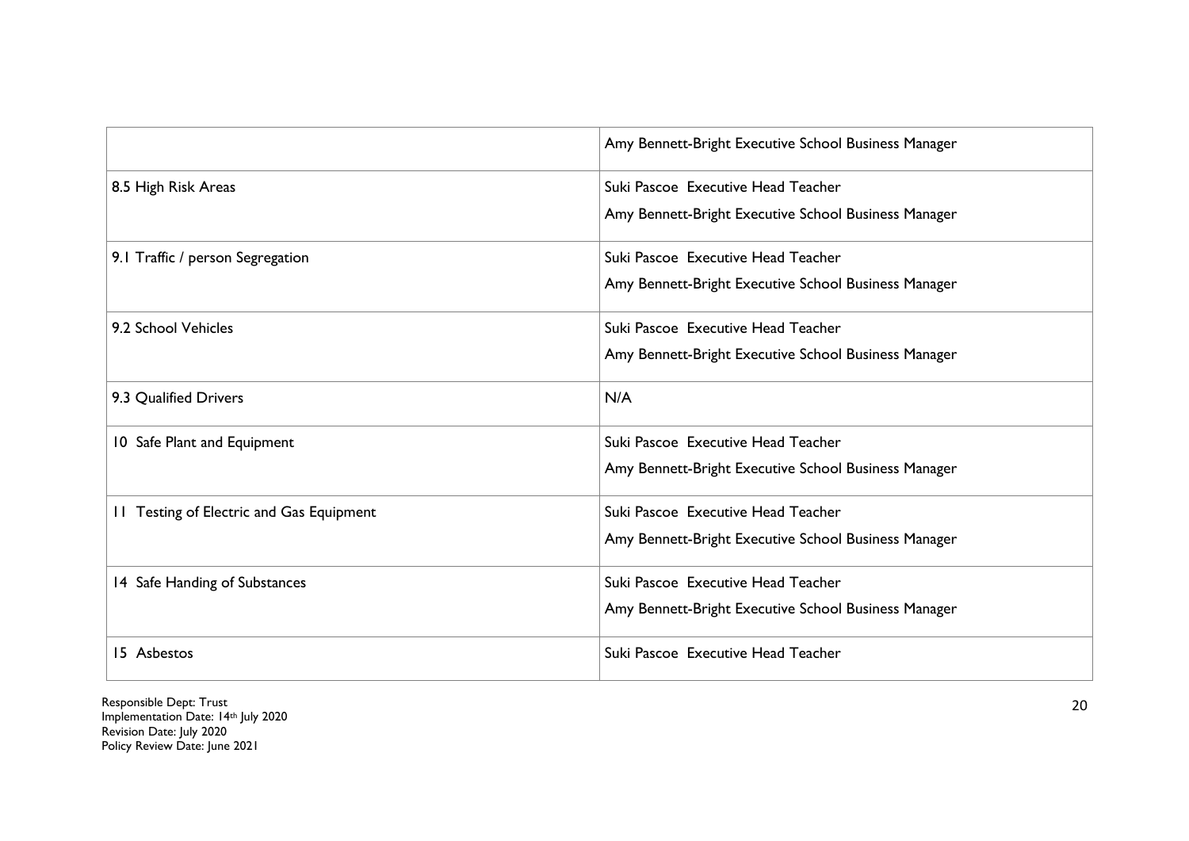| | |
|---|---|
| | Amy Bennett-Bright Executive School Business Manager |
| 8.5 High Risk Areas | Suki Pascoe Executive Head Teacher<br>Amy Bennett-Bright Executive School Business Manager |
| 9.1 Traffic / person Segregation | Suki Pascoe Executive Head Teacher<br>Amy Bennett-Bright Executive School Business Manager |
| 9.2 School Vehicles | Suki Pascoe Executive Head Teacher<br>Amy Bennett-Bright Executive School Business Manager |
| 9.3 Qualified Drivers | N/A |
| 10 Safe Plant and Equipment | Suki Pascoe Executive Head Teacher<br>Amy Bennett-Bright Executive School Business Manager |
| 11 Testing of Electric and Gas Equipment | Suki Pascoe Executive Head Teacher<br>Amy Bennett-Bright Executive School Business Manager |
| 14 Safe Handing of Substances | Suki Pascoe Executive Head Teacher<br>Amy Bennett-Bright Executive School Business Manager |
| 15 Asbestos | Suki Pascoe Executive Head Teacher |

Responsible Dept: Trust
Implementation Date: 14th July 2020
Revision Date: July 2020
Policy Review Date: June 2021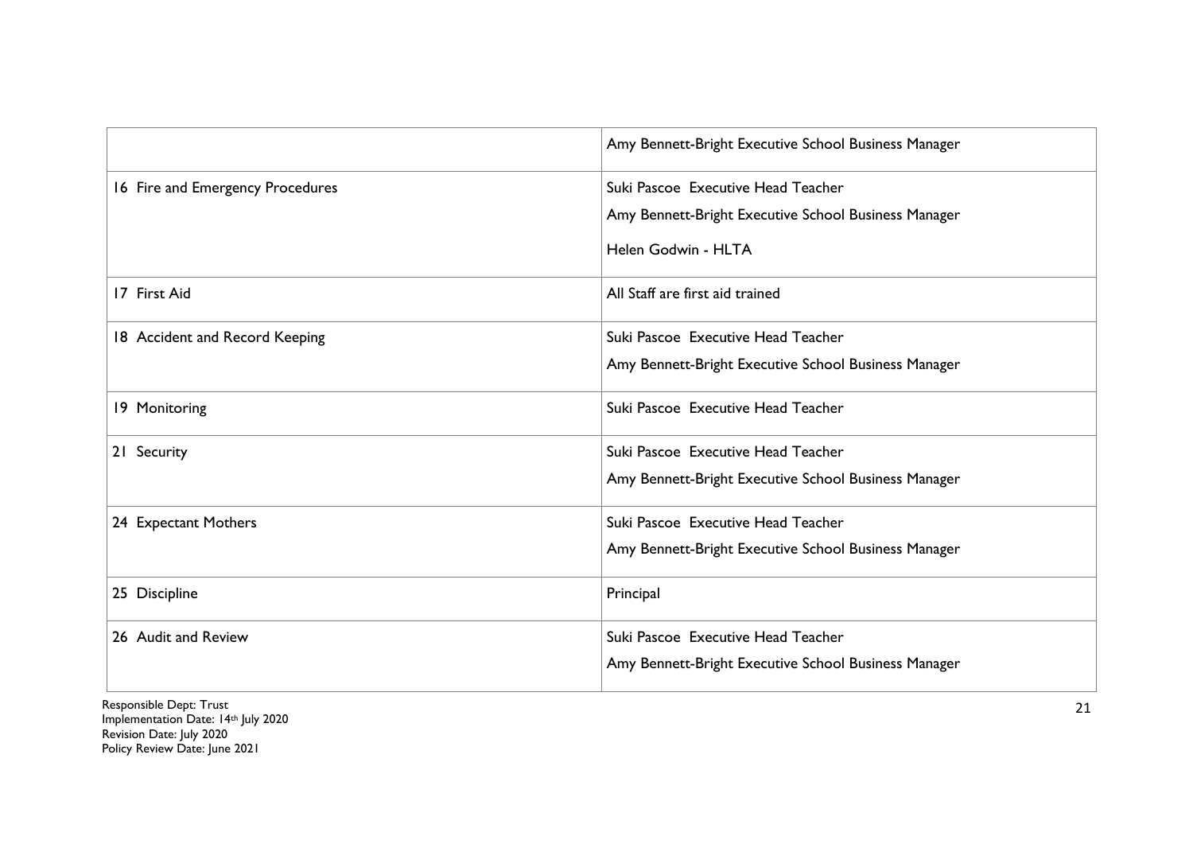| | |
|---|---|
| | Amy Bennett-Bright Executive School Business Manager |
| 16 Fire and Emergency Procedures | Suki Pascoe Executive Head Teacher<br>Amy Bennett-Bright Executive School Business Manager<br>Helen Godwin - HLTA |
| 17 First Aid | All Staff are first aid trained |
| 18 Accident and Record Keeping | Suki Pascoe Executive Head Teacher<br>Amy Bennett-Bright Executive School Business Manager |
| 19 Monitoring | Suki Pascoe Executive Head Teacher |
| 21 Security | Suki Pascoe Executive Head Teacher<br>Amy Bennett-Bright Executive School Business Manager |
| 24 Expectant Mothers | Suki Pascoe Executive Head Teacher<br>Amy Bennett-Bright Executive School Business Manager |
| 25 Discipline | Principal |
| 26 Audit and Review | Suki Pascoe Executive Head Teacher<br>Amy Bennett-Bright Executive School Business Manager |

Responsible Dept: Trust
Implementation Date: 14th July 2020
Revision Date: July 2020
Policy Review Date: June 2021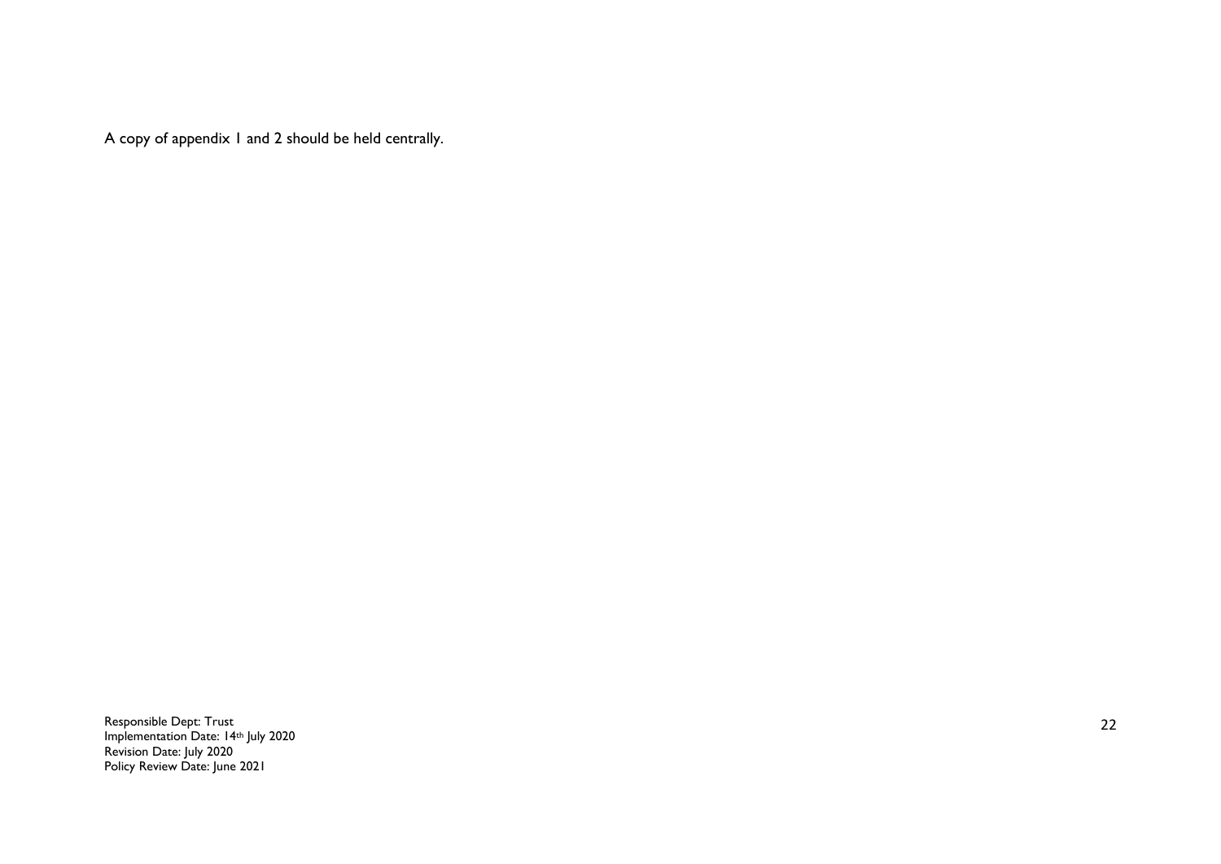A copy of appendix 1 and 2 should be held centrally.